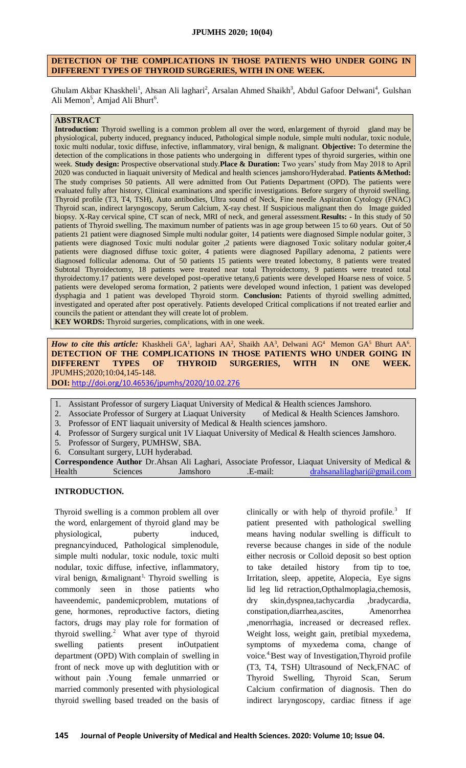## DETECTION OF THE COMPLICATIONS IN THOSE PATIENTS WHO UNDER GOING IN DIFFERENT TYPES OF THYROID SURGERIES, WITH IN ONE WEEK.

Ghulam Akbar Khaskheli[1], Ahsan Ali laghari[2], Arsalan Ahmed Shaikh[3], Abdul Gafoor Delwani[4], Gulshan Ali Memon[5], Amjad Ali Bhurt[6].

### ABSTRACT

**Introduction:** Thyroid swelling is a common problem all over the word, enlargement of thyroid gland may be physiological, puberty induced, pregnancy induced, Pathological simple nodule, simple multi nodular, toxic nodule, toxic multi nodular, toxic diffuse, infective, inflammatory, viral benign, & malignant. **Objective:** To determine the detection of the complications in those patients who undergoing in different types of thyroid surgeries, within one week. **Study design:** Prospective observational study. **Place & Duration:** Two years' study from May 2018 to April 2020 was conducted in liaquait university of Medical and health sciences jamshoro/Hyderabad. **Patients &Method:** The study comprises 50 patients. All were admitted from Out Patients Department (OPD). The patients were evaluated fully after history, Clinical examinations and specific investigations. Before surgery of thyroid swelling. Thyroid profile (T3, T4, TSH), Auto antibodies, Ultra sound of Neck, Fine needle Aspiration Cytology (FNAC) Thyroid scan, indirect laryngoscopy, Serum Calcium, X-ray chest. If Suspicious malignant then do Image guided biopsy. X-Ray cervical spine, CT scan of neck, MRI of neck, and general assessment. **Results:** - In this study of 50 patients of Thyroid swelling. The maximum number of patients was in age group between 15 to 60 years. Out of 50 patients 21 patient were diagnosed Simple multi nodular goiter, 14 patients were diagnosed Simple nodular goiter, 3 patients were diagnosed Toxic multi nodular goiter ,2 patients were diagnosed Toxic solitary nodular goiter,4 patients were diagnosed diffuse toxic goiter, 4 patients were diagnosed Papillary adenoma, 2 patients were diagnosed follicular adenoma. Out of 50 patients 15 patients were treated lobectomy, 8 patients were treated Subtotal Thyroidectomy, 18 patients were treated near total Thyroidectomy, 9 patients were treated total thyroidectomy.17 patients were developed post-operative tetany,6 patients were developed Hoarse ness of voice. 5 patients were developed seroma formation, 2 patients were developed wound infection, 1 patient was developed dysphagia and 1 patient was developed Thyroid storm. **Conclusion:** Patients of thyroid swelling admitted, investigated and operated after post operatively. Patients developed Critical complications if not treated earlier and councils the patient or attendant they will create lot of problem.

**KEY WORDS:** Thyroid surgeries, complications, with in one week.

***How to cite this article:*** Khaskheli GA[1], laghari AA[2], Shaikh AA[3], Delwani AG[4] Memon GA[5] Bhurt AA[6]. **DETECTION OF THE COMPLICATIONS IN THOSE PATIENTS WHO UNDER GOING IN DIFFERENT TYPES OF THYROID SURGERIES, WITH IN ONE WEEK.** JPUMHS;2020;10:04,145-148.

**DOI:** http://doi.org/10.46536/jpumhs/2020/10.02.276

1. Assistant Professor of surgery Liaquat University of Medical & Health sciences Jamshoro.
2. Associate Professor of Surgery at Liaquat University of Medical & Health Sciences Jamshoro.
3. Professor of ENT liaquait university of Medical & Health sciences jamshoro.
4. Professor of Surgery surgical unit 1V Liaquat University of Medical & Health sciences Jamshoro.
5. Professor of Surgery, PUMHSW, SBA.
6. Consultant surgery, LUH hyderabad.

**Correspondence Author** Dr.Ahsan Ali Laghari, Associate Professor, Liaquat University of Medical & Health Sciences Jamshoro .E-mail: drahsanalilaghari@gmail.com

### INTRODUCTION.

Thyroid swelling is a common problem all over the word, enlargement of thyroid gland may be physiological, puberty induced, pregnancyinduced, Pathological simplenodule, simple multi nodular, toxic nodule, toxic multi nodular, toxic diffuse, infective, inflammatory, viral benign, &malignant[1]. Thyroid swelling is commonly seen in those patients who haveendemic, pandemicproblem, mutations of gene, hormones, reproductive factors, dieting factors, drugs may play role for formation of thyroid swelling.[2] What aver type of thyroid swelling patients present inOutpatient department (OPD) With complain of swelling in front of neck move up with deglutition with or without pain .Young female unmarried or married commonly presented with physiological thyroid swelling based treaded on the basis of clinically or with help of thyroid profile.[3] If patient presented with pathological swelling means having nodular swelling is difficult to reverse because changes in side of the nodule either necrosis or Colloid deposit so best option to take detailed history from tip to toe, Irritation, sleep, appetite, Alopecia, Eye signs lid leg lid retraction,Opthalmoplagia,chemosis, dry skin,dyspnea,tachycardia ,bradycardia, constipation,diarrhea,ascites, Amenorrhea ,menorrhagia, increased or decreased reflex. Weight loss, weight gain, pretibial myxedema, symptoms of myxedema coma, change of voice.[4] Best way of Investigation,Thyroid profile (T3, T4, TSH) Ultrasound of Neck,FNAC of Thyroid Swelling, Thyroid Scan, Serum Calcium confirmation of diagnosis. Then do indirect laryngoscopy, cardiac fitness if age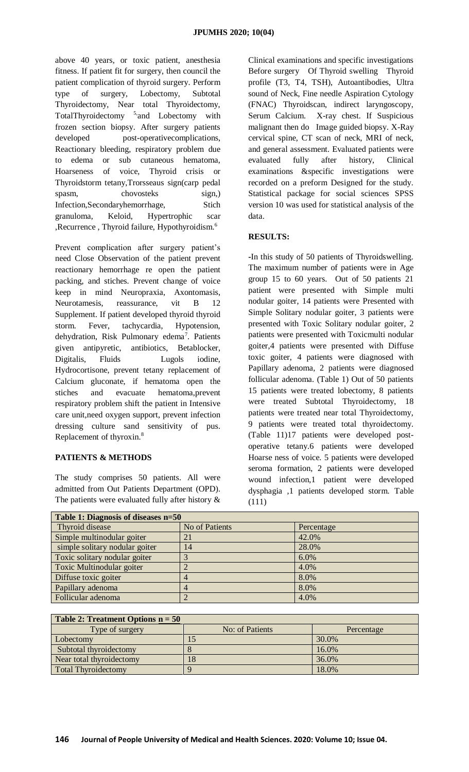above 40 years, or toxic patient, anesthesia fitness. If patient fit for surgery, then council the patient complication of thyroid surgery. Perform type of surgery, Lobectomy, Subtotal Thyroidectomy, Near total Thyroidectomy, TotalThyroidectomy [5,]and Lobectomy with frozen section biopsy. After surgery patients developed post-operativecomplications, Reactionary bleeding, respiratory problem due to edema or sub cutaneous hematoma, Hoarseness of voice, Thyroid crisis or Thyroidstorm tetany,Trorsseaus sign(carp pedal spasm, chovosteks sign,) Infection,Secondaryhemorrhage, Stich granuloma, Keloid, Hypertrophic scar ,Recurrence , Thyroid failure, Hypothyroidism.[6]

Prevent complication after surgery patient's need Close Observation of the patient prevent reactionary hemorrhage re open the patient packing, and stiches. Prevent change of voice keep in mind Neuropraxia, Axontomasis, Neurotamesis, reassurance, vit B 12 Supplement. If patient developed thyroid thyroid storm. Fever, tachycardia, Hypotension, dehydration, Risk Pulmonary edema[7]. Patients given antipyretic, antibiotics, Betablocker, Digitalis, Fluids Lugols iodine, Hydrocortisone, prevent tetany replacement of Calcium gluconate, if hematoma open the stiches and evacuate hematoma,prevent respiratory problem shift the patient in Intensive care unit,need oxygen support, prevent infection dressing culture sand sensitivity of pus. Replacement of thyroxin.[8]

## PATIENTS & METHODS

The study comprises 50 patients. All were admitted from Out Patients Department (OPD). The patients were evaluated fully after history & Clinical examinations and specific investigations Before surgery Of Thyroid swelling Thyroid profile (T3, T4, TSH), Autoantibodies, Ultra sound of Neck, Fine needle Aspiration Cytology (FNAC) Thyroidscan, indirect laryngoscopy, Serum Calcium. X-ray chest. If Suspicious malignant then do Image guided biopsy. X-Ray cervical spine, CT scan of neck, MRI of neck, and general assessment. Evaluated patients were evaluated fully after history, Clinical examinations &specific investigations were recorded on a preform Designed for the study. Statistical package for social sciences SPSS version 10 was used for statistical analysis of the data.

## RESULTS:

-In this study of 50 patients of Thyroidswelling. The maximum number of patients were in Age group 15 to 60 years. Out of 50 patients 21 patient were presented with Simple multi nodular goiter, 14 patients were Presented with Simple Solitary nodular goiter, 3 patients were presented with Toxic Solitary nodular goiter, 2 patients were presented with Toxicmulti nodular goiter,4 patients were presented with Diffuse toxic goiter, 4 patients were diagnosed with Papillary adenoma, 2 patients were diagnosed follicular adenoma. (Table 1) Out of 50 patients 15 patients were treated lobectomy, 8 patients were treated Subtotal Thyroidectomy, 18 patients were treated near total Thyroidectomy, 9 patients were treated total thyroidectomy. (Table 11)17 patients were developed post-operative tetany.6 patients were developed Hoarse ness of voice. 5 patients were developed seroma formation, 2 patients were developed wound infection,1 patient were developed dysphagia ,1 patients developed storm. Table (111)

**Table 1: Diagnosis of diseases n=50**

| Thyroid disease | No of Patients | Percentage |
|---|---|---|
| Simple multinodular goiter | 21 | 42.0% |
| simple solitary nodular goiter | 14 | 28.0% |
| Toxic solitary nodular goiter | 3 | 6.0% |
| Toxic Multinodular goiter | 2 | 4.0% |
| Diffuse toxic goiter | 4 | 8.0% |
| Papillary adenoma | 4 | 8.0% |
| Follicular adenoma | 2 | 4.0% |

**Table 2: Treatment Options n = 50**

| Type of surgery | No: of Patients | Percentage |
|---|---|---|
| Lobectomy | 15 | 30.0% |
| Subtotal thyroidectomy | 8 | 16.0% |
| Near total thyroidectomy | 18 | 36.0% |
| Total Thyroidectomy | 9 | 18.0% |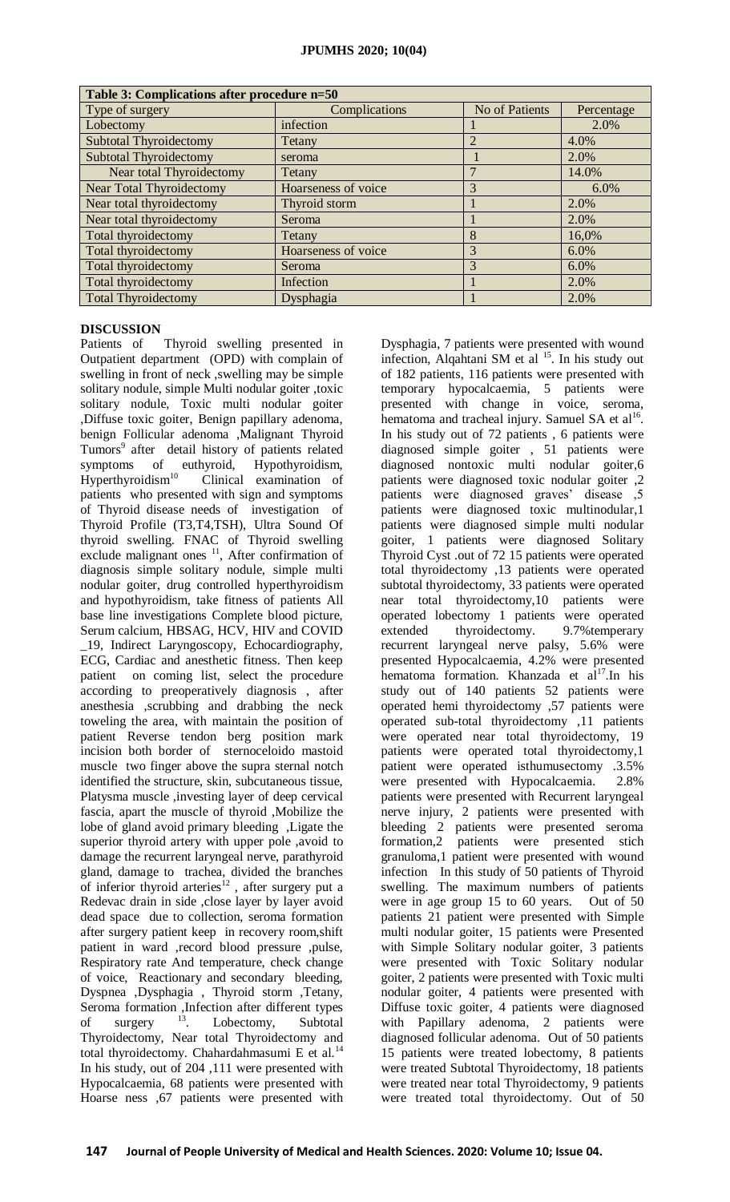| Table 3: Complications after procedure n=50 | | | |
|---|---|---|---|
| Type of surgery | Complications | No of Patients | Percentage |
| Lobectomy | infection | 1 | 2.0% |
| Subtotal Thyroidectomy | Tetany | 2 | 4.0% |
| Subtotal Thyroidectomy | seroma | 1 | 2.0% |
| Near total Thyroidectomy | Tetany | 7 | 14.0% |
| Near Total Thyroidectomy | Hoarseness of voice | 3 | 6.0% |
| Near total thyroidectomy | Thyroid storm | 1 | 2.0% |
| Near total thyroidectomy | Seroma | 1 | 2.0% |
| Total thyroidectomy | Tetany | 8 | 16,0% |
| Total thyroidectomy | Hoarseness of voice | 3 | 6.0% |
| Total thyroidectomy | Seroma | 3 | 6.0% |
| Total thyroidectomy | Infection | 1 | 2.0% |
| Total Thyroidectomy | Dysphagia | 1 | 2.0% |

## DISCUSSION

Patients of Thyroid swelling presented in Outpatient department (OPD) with complain of swelling in front of neck ,swelling may be simple solitary nodule, simple Multi nodular goiter ,toxic solitary nodule, Toxic multi nodular goiter ,Diffuse toxic goiter, Benign papillary adenoma, benign Follicular adenoma ,Malignant Thyroid Tumors[9] after detail history of patients related symptoms of euthyroid, Hypothyroidism, Hyperthyroidism[10] Clinical examination of patients who presented with sign and symptoms of Thyroid disease needs of investigation of Thyroid Profile (T3,T4,TSH), Ultra Sound Of thyroid swelling. FNAC of Thyroid swelling exclude malignant ones [11], After confirmation of diagnosis simple solitary nodule, simple multi nodular goiter, drug controlled hyperthyroidism and hypothyroidism, take fitness of patients All base line investigations Complete blood picture, Serum calcium, HBSAG, HCV, HIV and COVID _19, Indirect Laryngoscopy, Echocardiography, ECG, Cardiac and anesthetic fitness. Then keep patient on coming list, select the procedure according to preoperatively diagnosis , after anesthesia ,scrubbing and drabbing the neck toweling the area, with maintain the position of patient Reverse tendon berg position mark incision both border of sternoceloido mastoid muscle two finger above the supra sternal notch identified the structure, skin, subcutaneous tissue, Platysma muscle ,investing layer of deep cervical fascia, apart the muscle of thyroid ,Mobilize the lobe of gland avoid primary bleeding ,Ligate the superior thyroid artery with upper pole ,avoid to damage the recurrent laryngeal nerve, parathyroid gland, damage to trachea, divided the branches of inferior thyroid arteries[12] , after surgery put a Redevac drain in side ,close layer by layer avoid dead space due to collection, seroma formation after surgery patient keep in recovery room,shift patient in ward ,record blood pressure ,pulse, Respiratory rate And temperature, check change of voice, Reactionary and secondary bleeding, Dyspnea ,Dysphagia , Thyroid storm ,Tetany, Seroma formation ,Infection after different types of surgery [13]. Lobectomy, Subtotal Thyroidectomy, Near total Thyroidectomy and total thyroidectomy. Chahardahmasumi E et al.[14] In his study, out of 204 ,111 were presented with Hypocalcaemia, 68 patients were presented with Hoarse ness ,67 patients were presented with Dysphagia, 7 patients were presented with wound infection, Alqahtani SM et al [15]. In his study out of 182 patients, 116 patients were presented with temporary hypocalcaemia, 5 patients were presented with change in voice, seroma, hematoma and tracheal injury. Samuel SA et al[16]. In his study out of 72 patients , 6 patients were diagnosed simple goiter , 51 patients were diagnosed nontoxic multi nodular goiter,6 patients were diagnosed toxic nodular goiter ,2 patients were diagnosed graves' disease ,5 patients were diagnosed toxic multinodular,1 patients were diagnosed simple multi nodular goiter, 1 patients were diagnosed Solitary Thyroid Cyst .out of 72 15 patients were operated total thyroidectomy ,13 patients were operated subtotal thyroidectomy, 33 patients were operated near total thyroidectomy,10 patients were operated lobectomy 1 patients were operated extended thyroidectomy. 9.7%temperary recurrent laryngeal nerve palsy, 5.6% were presented Hypocalcaemia, 4.2% were presented hematoma formation. Khanzada et al[17].In his study out of 140 patients 52 patients were operated hemi thyroidectomy ,57 patients were operated sub-total thyroidectomy ,11 patients were operated near total thyroidectomy, 19 patients were operated total thyroidectomy,1 patient were operated isthumusectomy .3.5% were presented with Hypocalcaemia. 2.8% patients were presented with Recurrent laryngeal nerve injury, 2 patients were presented with bleeding 2 patients were presented seroma formation,2 patients were presented stich granuloma,1 patient were presented with wound infection In this study of 50 patients of Thyroid swelling. The maximum numbers of patients were in age group 15 to 60 years. Out of 50 patients 21 patient were presented with Simple multi nodular goiter, 15 patients were Presented with Simple Solitary nodular goiter, 3 patients were presented with Toxic Solitary nodular goiter, 2 patients were presented with Toxic multi nodular goiter, 4 patients were presented with Diffuse toxic goiter, 4 patients were diagnosed with Papillary adenoma, 2 patients were diagnosed follicular adenoma. Out of 50 patients 15 patients were treated lobectomy, 8 patients were treated Subtotal Thyroidectomy, 18 patients were treated near total Thyroidectomy, 9 patients were treated total thyroidectomy. Out of 50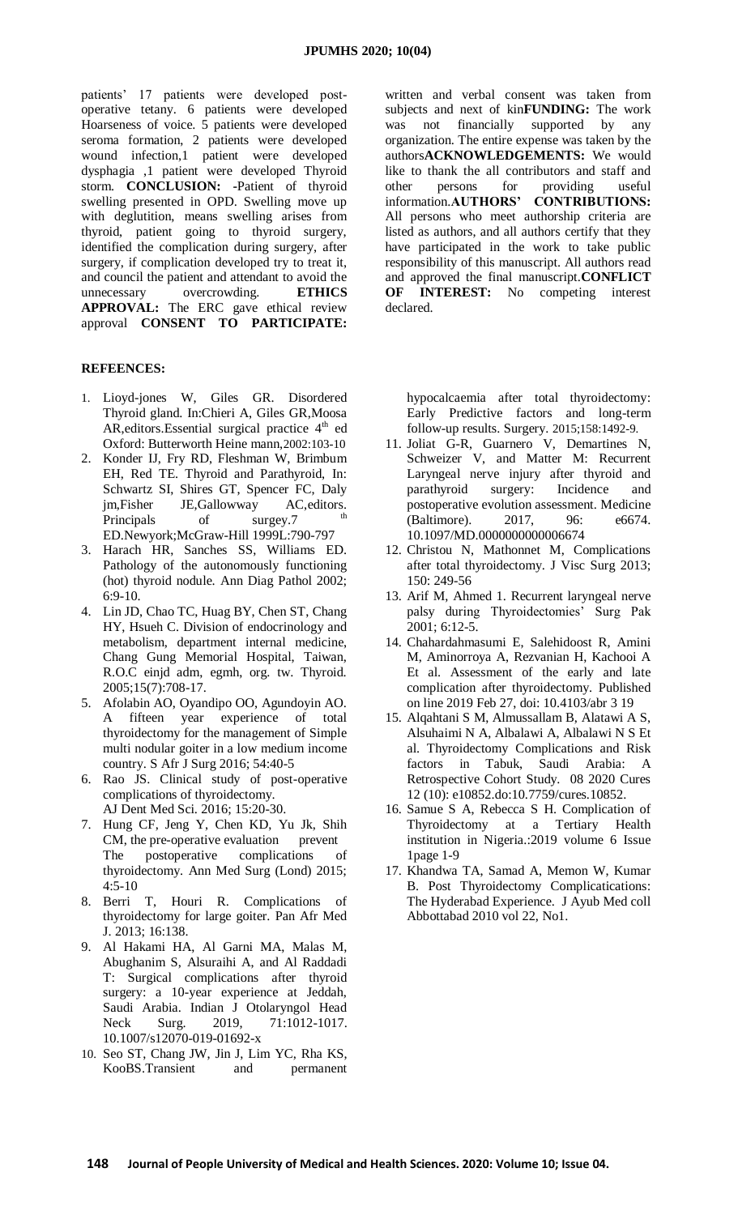patients' 17 patients were developed post-operative tetany. 6 patients were developed Hoarseness of voice. 5 patients were developed seroma formation, 2 patients were developed wound infection,1 patient were developed dysphagia ,1 patient were developed Thyroid storm. **CONCLUSION:** -Patient of thyroid swelling presented in OPD. Swelling move up with deglutition, means swelling arises from thyroid, patient going to thyroid surgery, identified the complication during surgery, after surgery, if complication developed try to treat it, and council the patient and attendant to avoid the unnecessary overcrowding. **ETHICS APPROVAL:** The ERC gave ethical review approval **CONSENT TO PARTICIPATE:** written and verbal consent was taken from subjects and next of kin**FUNDING:** The work was not financially supported by any organization. The entire expense was taken by the authors**ACKNOWLEDGEMENTS:** We would like to thank the all contributors and staff and other persons for providing useful information.**AUTHORS' CONTRIBUTIONS:** All persons who meet authorship criteria are listed as authors, and all authors certify that they have participated in the work to take public responsibility of this manuscript. All authors read and approved the final manuscript.**CONFLICT OF INTEREST:** No competing interest declared.

**REFEENCES:**

1. Lioyd-jones W, Giles GR. Disordered Thyroid gland. In:Chieri A, Giles GR,Moosa AR,editors.Essential surgical practice 4th ed Oxford: Butterworth Heine mann,2002:103-10
2. Konder IJ, Fry RD, Fleshman W, Brimbum EH, Red TE. Thyroid and Parathyroid, In: Schwartz SI, Shires GT, Spencer FC, Daly jm,Fisher JE,Gallowway AC,editors. Principals of surgey.7 th ED.Newyork;McGraw-Hill 1999L:790-797
3. Harach HR, Sanches SS, Williams ED. Pathology of the autonomously functioning (hot) thyroid nodule. Ann Diag Pathol 2002; 6:9-10.
4. Lin JD, Chao TC, Huag BY, Chen ST, Chang HY, Hsueh C. Division of endocrinology and metabolism, department internal medicine, Chang Gung Memorial Hospital, Taiwan, R.O.C einjd adm, egmh, org. tw. Thyroid. 2005;15(7):708-17.
5. Afolabin AO, Oyandipo OO, Agundoyin AO. A fifteen year experience of total thyroidectomy for the management of Simple multi nodular goiter in a low medium income country. S Afr J Surg 2016; 54:40-5
6. Rao JS. Clinical study of post-operative complications of thyroidectomy. AJ Dent Med Sci. 2016; 15:20-30.
7. Hung CF, Jeng Y, Chen KD, Yu Jk, Shih CM, the pre-operative evaluation prevent The postoperative complications of thyroidectomy. Ann Med Surg (Lond) 2015; 4:5-10
8. Berri T, Houri R. Complications of thyroidectomy for large goiter. Pan Afr Med J. 2013; 16:138.
9. Al Hakami HA, Al Garni MA, Malas M, Abughanim S, Alsuraihi A, and Al Raddadi T: Surgical complications after thyroid surgery: a 10-year experience at Jeddah, Saudi Arabia. Indian J Otolaryngol Head Neck Surg. 2019, 71:1012-1017. 10.1007/s12070-019-01692-x
10. Seo ST, Chang JW, Jin J, Lim YC, Rha KS, KooBS.Transient and permanent hypocalcaemia after total thyroidectomy: Early Predictive factors and long-term follow-up results. Surgery. 2015;158:1492-9.
11. Joliat G-R, Guarnero V, Demartines N, Schweizer V, and Matter M: Recurrent Laryngeal nerve injury after thyroid and parathyroid surgery: Incidence and postoperative evolution assessment. Medicine (Baltimore). 2017, 96: e6674. 10.1097/MD.0000000000006674
12. Christou N, Mathonnet M, Complications after total thyroidectomy. J Visc Surg 2013; 150: 249-56
13. Arif M, Ahmed 1. Recurrent laryngeal nerve palsy during Thyroidectomies' Surg Pak 2001; 6:12-5.
14. Chahardahmasumi E, Salehidoost R, Amini M, Aminorroya A, Rezvanian H, Kachooi A Et al. Assessment of the early and late complication after thyroidectomy. Published on line 2019 Feb 27, doi: 10.4103/abr 3 19
15. Alqahtani S M, Almussallam B, Alatawi A S, Alsuhaimi N A, Albalawi A, Albalawi N S Et al. Thyroidectomy Complications and Risk factors in Tabuk, Saudi Arabia: A Retrospective Cohort Study. 08 2020 Cures 12 (10): e10852.do:10.7759/cures.10852.
16. Samue S A, Rebecca S H. Complication of Thyroidectomy at a Tertiary Health institution in Nigeria.:2019 volume 6 Issue 1page 1-9
17. Khandwa TA, Samad A, Memon W, Kumar B. Post Thyroidectomy Complicatications: The Hyderabad Experience. J Ayub Med coll Abbottabad 2010 vol 22, No1.